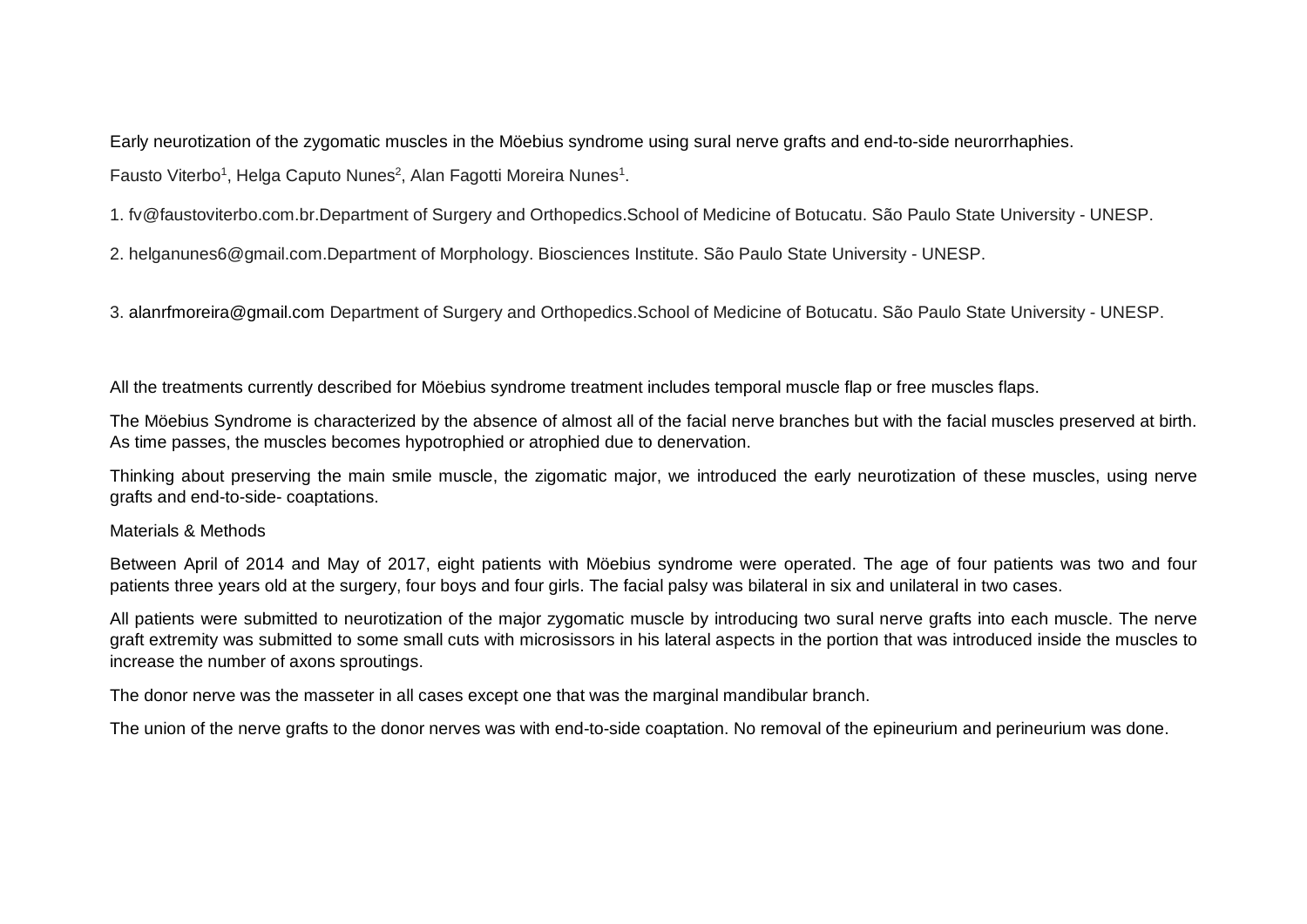# Early neurotization of the zygomatic muscles in the Möebius syndrome using sural nerve grafts and end-to-side neurorrhaphies.

Fausto Viterbo[1], Helga Caputo Nunes[2], Alan Fagotti Moreira Nunes[1].

1. fv@faustoviterbo.com.br.Department of Surgery and Orthopedics.School of Medicine of Botucatu. São Paulo State University - UNESP.

2. helganunes6@gmail.com.Department of Morphology. Biosciences Institute. São Paulo State University - UNESP.

3. alanrfmoreira@gmail.com Department of Surgery and Orthopedics.School of Medicine of Botucatu. São Paulo State University - UNESP.

All the treatments currently described for Möebius syndrome treatment includes temporal muscle flap or free muscles flaps.

The Möebius Syndrome is characterized by the absence of almost all of the facial nerve branches but with the facial muscles preserved at birth. As time passes, the muscles becomes hypotrophied or atrophied due to denervation.

Thinking about preserving the main smile muscle, the zigomatic major, we introduced the early neurotization of these muscles, using nerve grafts and end-to-side- coaptations.

## Materials & Methods

Between April of 2014 and May of 2017, eight patients with Möebius syndrome were operated. The age of four patients was two and four patients three years old at the surgery, four boys and four girls. The facial palsy was bilateral in six and unilateral in two cases.

All patients were submitted to neurotization of the major zygomatic muscle by introducing two sural nerve grafts into each muscle. The nerve graft extremity was submitted to some small cuts with microsissors in his lateral aspects in the portion that was introduced inside the muscles to increase the number of axons sproutings.

The donor nerve was the masseter in all cases except one that was the marginal mandibular branch.

The union of the nerve grafts to the donor nerves was with end-to-side coaptation. No removal of the epineurium and perineurium was done.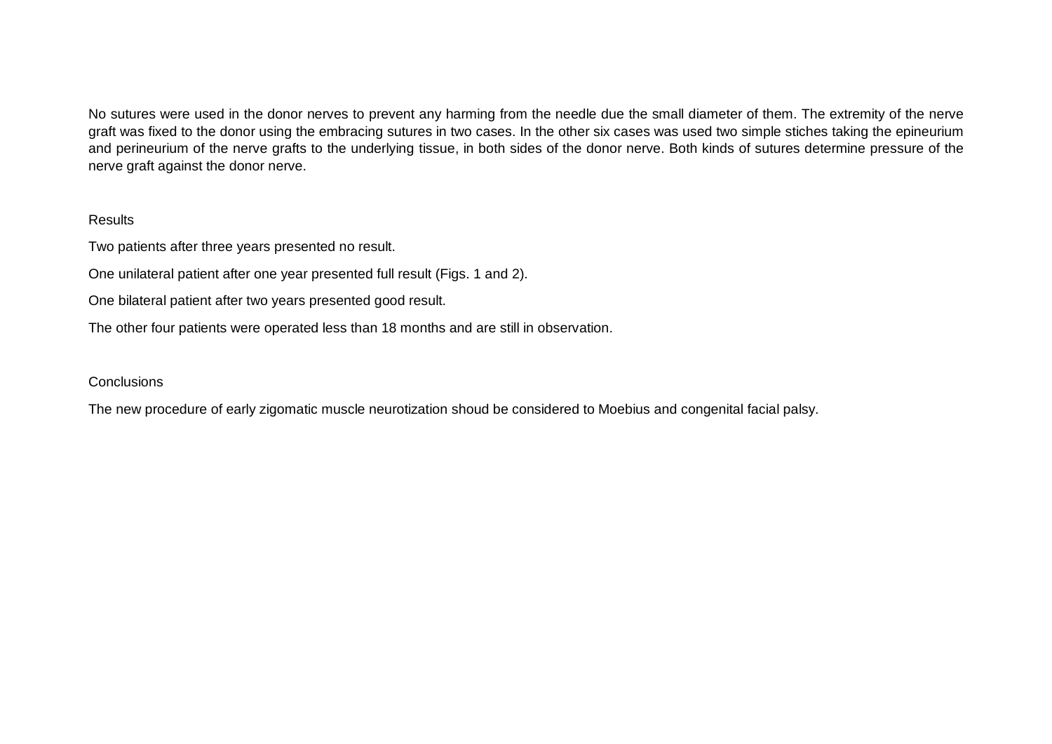No sutures were used in the donor nerves to prevent any harming from the needle due the small diameter of them. The extremity of the nerve graft was fixed to the donor using the embracing sutures in two cases. In the other six cases was used two simple stiches taking the epineurium and perineurium of the nerve grafts to the underlying tissue, in both sides of the donor nerve. Both kinds of sutures determine pressure of the nerve graft against the donor nerve.

## Results

Two patients after three years presented no result.

One unilateral patient after one year presented full result (Figs. 1 and 2).

One bilateral patient after two years presented good result.

The other four patients were operated less than 18 months and are still in observation.

## Conclusions

The new procedure of early zigomatic muscle neurotization shoud be considered to Moebius and congenital facial palsy.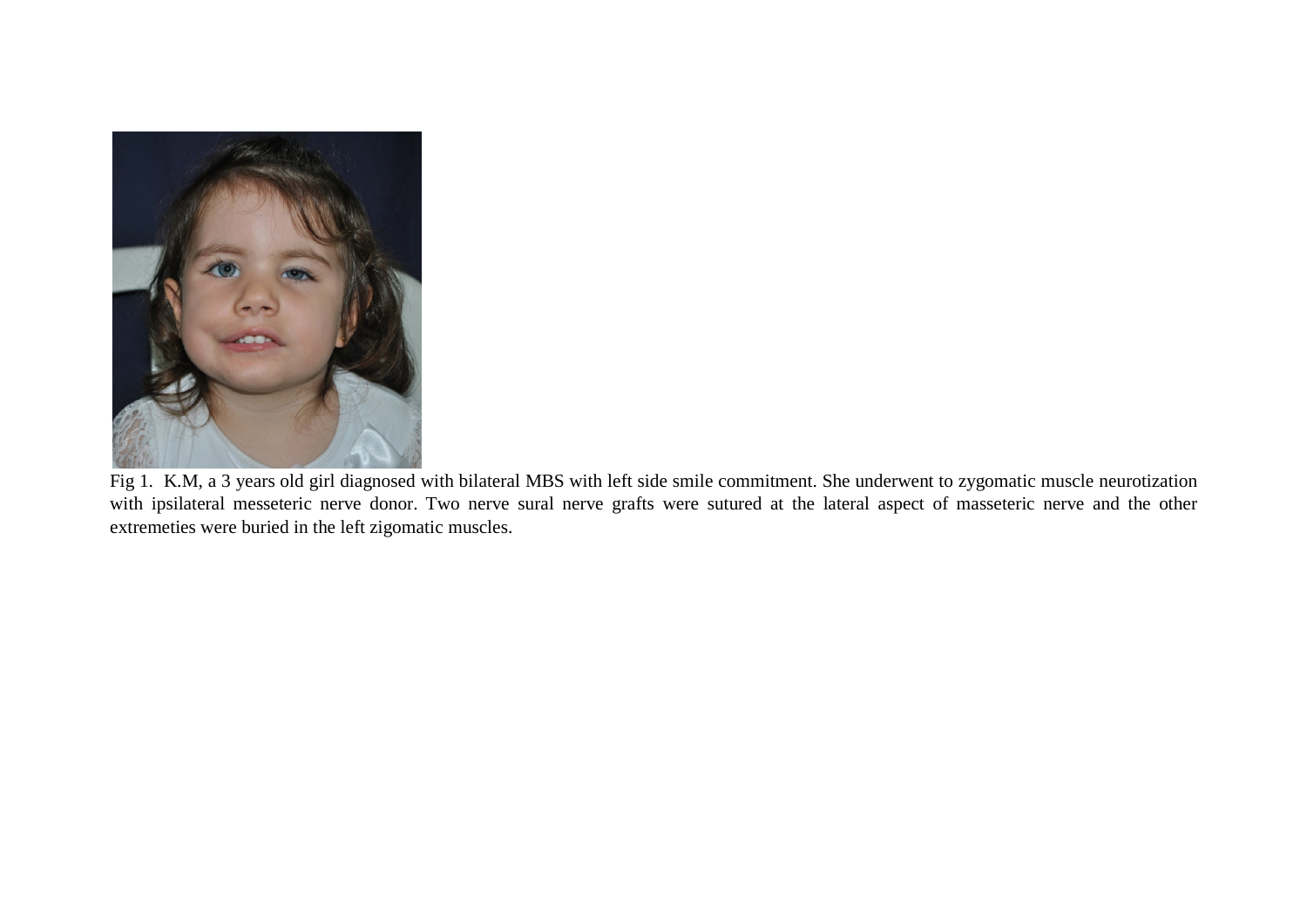Fig 1. K.M, a 3 years old girl diagnosed with bilateral MBS with left side smile commitment. She underwent to zygomatic muscle neurotization with ipsilateral messeteric nerve donor. Two nerve sural nerve grafts were sutured at the lateral aspect of masseteric nerve and the other extremeties were buried in the left zigomatic muscles.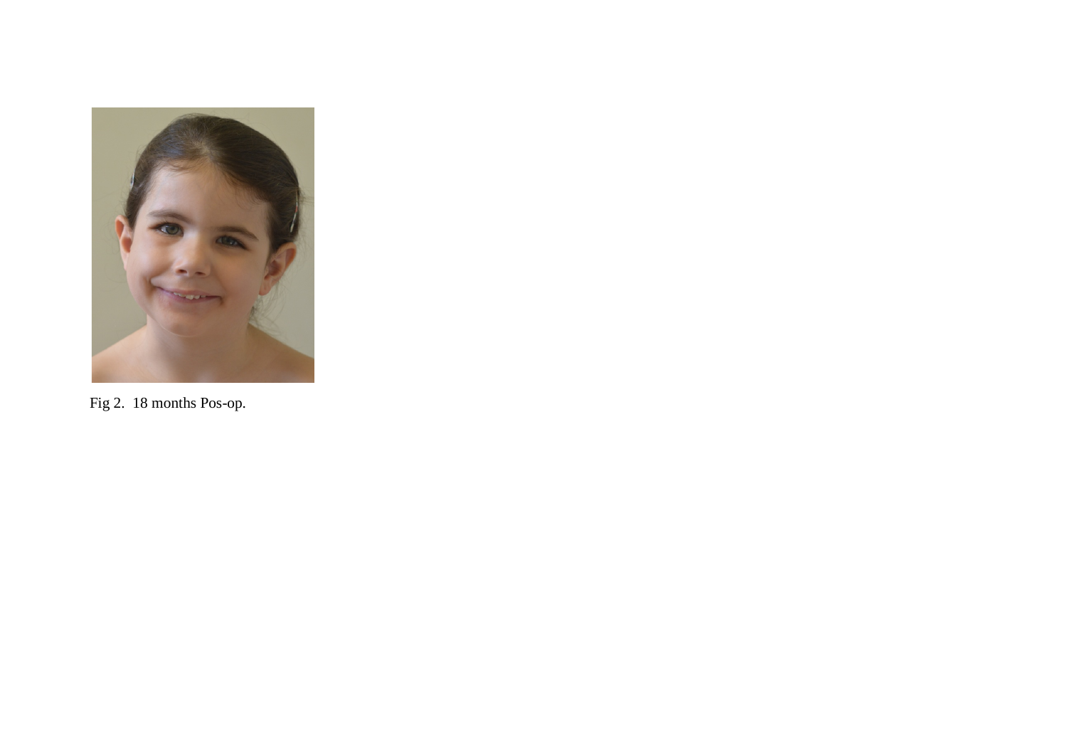Fig 2.  18 months Pos-op.